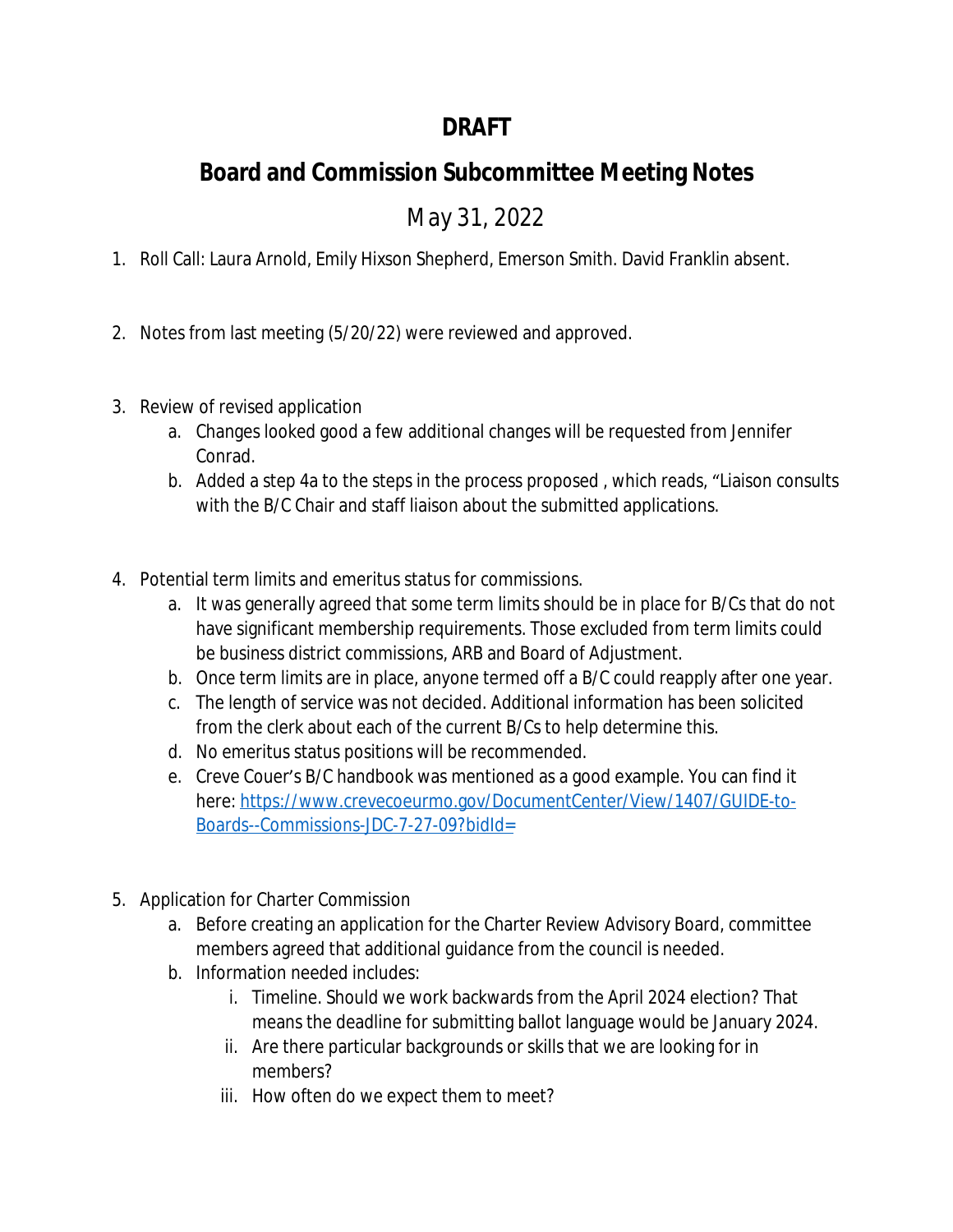# DRAFT

## Board and Commission Subcommittee Meeting Notes

May 31, 2022

1. Roll Call: Laura Arnold, Emily Hixson Shepherd, Emerson Smith. David Franklin absent.

2. Notes from last meeting (5/20/22) were reviewed and approved.

3. Review of revised application
   a. Changes looked good a few additional changes will be requested from Jennifer Conrad.
   b. Added a step 4a to the steps in the process proposed , which reads, "Liaison consults with the B/C Chair and staff liaison about the submitted applications.

4. Potential term limits and emeritus status for commissions.
   a. It was generally agreed that some term limits should be in place for B/Cs that do not have significant membership requirements. Those excluded from term limits could be business district commissions, ARB and Board of Adjustment.
   b. Once term limits are in place, anyone termed off a B/C could reapply after one year.
   c. The length of service was not decided. Additional information has been solicited from the clerk about each of the current B/Cs to help determine this.
   d. No emeritus status positions will be recommended.
   e. Creve Couer's B/C handbook was mentioned as a good example. You can find it here: [https://www.crevecoeurmo.gov/DocumentCenter/View/1407/GUIDE-to-Boards--Commissions-JDC-7-27-09?bidId=](https://www.crevecoeurmo.gov/DocumentCenter/View/1407/GUIDE-to-Boards--Commissions-JDC-7-27-09?bidId=)

5. Application for Charter Commission
   a. Before creating an application for the Charter Review Advisory Board, committee members agreed that additional guidance from the council is needed.
   b. Information needed includes:
      i. Timeline. Should we work backwards from the April 2024 election? That means the deadline for submitting ballot language would be January 2024.
      ii. Are there particular backgrounds or skills that we are looking for in members?
      iii. How often do we expect them to meet?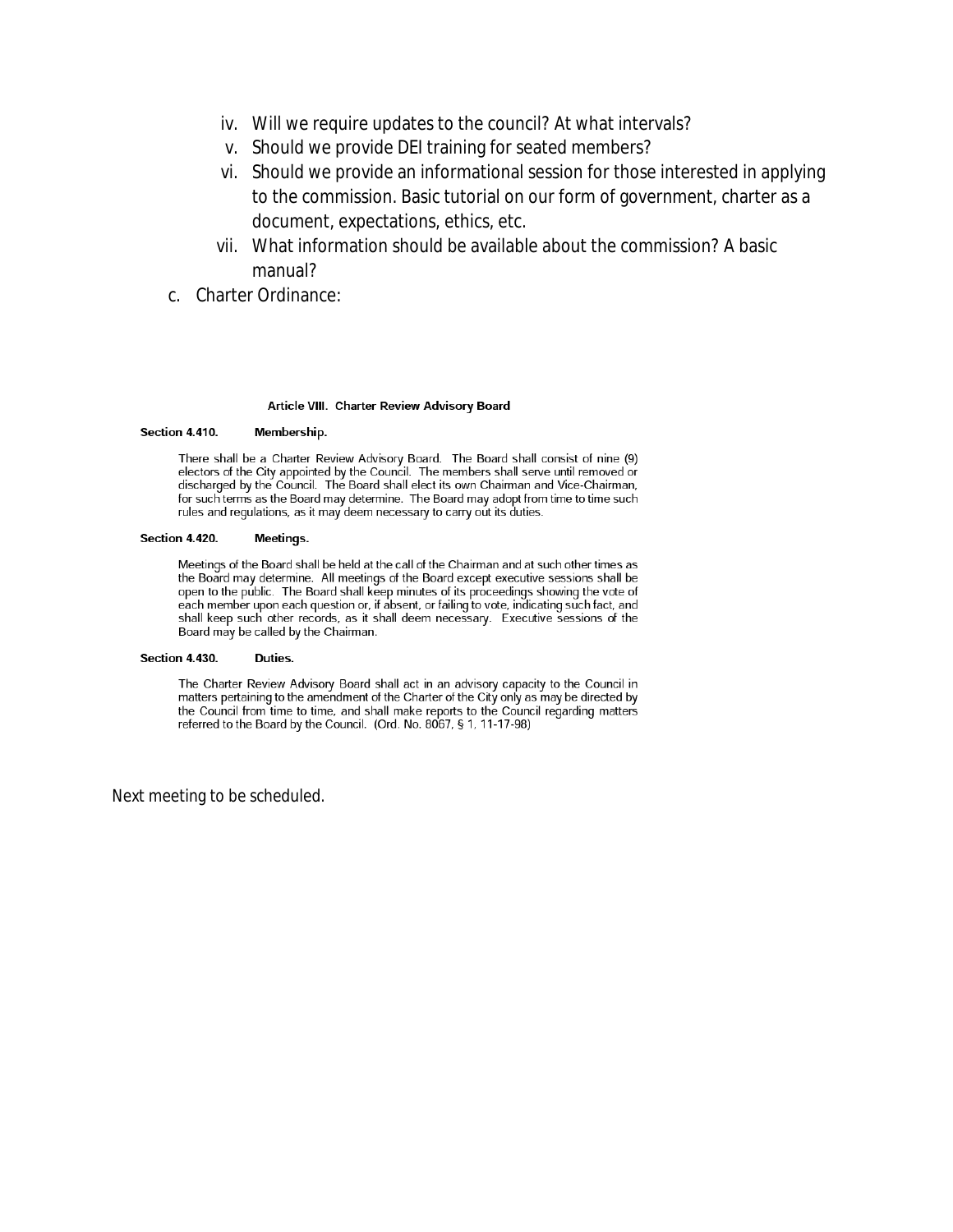iv. Will we require updates to the council? At what intervals?

v. Should we provide DEI training for seated members?

vi. Should we provide an informational session for those interested in applying to the commission. Basic tutorial on our form of government, charter as a document, expectations, ethics, etc.

vii. What information should be available about the commission? A basic manual?

c. Charter Ordinance:

**Article VIII. Charter Review Advisory Board**

**Section 4.410. Membership.**

There shall be a Charter Review Advisory Board. The Board shall consist of nine (9) electors of the City appointed by the Council. The members shall serve until removed or discharged by the Council. The Board shall elect its own Chairman and Vice-Chairman, for such terms as the Board may determine. The Board may adopt from time to time such rules and regulations, as it may deem necessary to carry out its duties.

**Section 4.420. Meetings.**

Meetings of the Board shall be held at the call of the Chairman and at such other times as the Board may determine. All meetings of the Board except executive sessions shall be open to the public. The Board shall keep minutes of its proceedings showing the vote of each member upon each question or, if absent, or failing to vote, indicating such fact, and shall keep such other records, as it shall deem necessary. Executive sessions of the Board may be called by the Chairman.

**Section 4.430. Duties.**

The Charter Review Advisory Board shall act in an advisory capacity to the Council in matters pertaining to the amendment of the Charter of the City only as may be directed by the Council from time to time, and shall make reports to the Council regarding matters referred to the Board by the Council. (Ord. No. 8067, § 1, 11-17-98)

Next meeting to be scheduled.